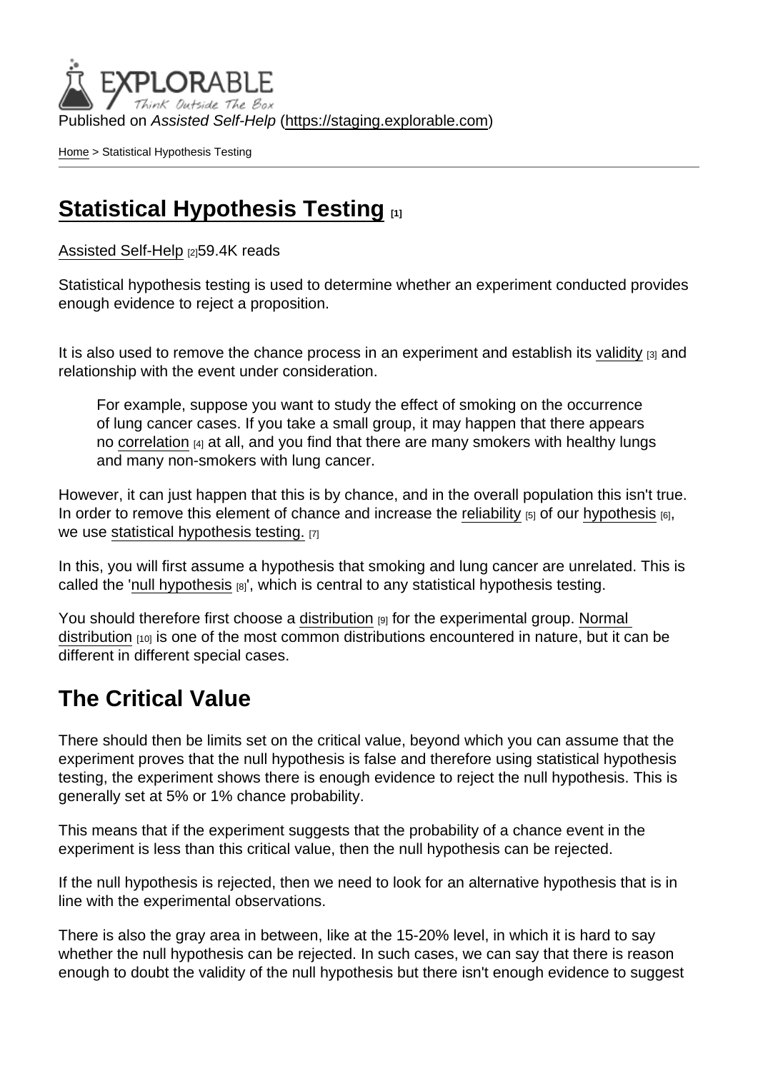Published on *Assisted Self-Help* (https://staging.explorable.com)

Home > Statistical Hypothesis Testing

# Statistical Hypothesis Testing [1]

Assisted Self-Help [2]59.4K reads

Statistical hypothesis testing is used to determine whether an experiment conducted provides enough evidence to reject a proposition.

It is also used to remove the chance process in an experiment and establish its validity [3] and relationship with the event under consideration.

> For example, suppose you want to study the effect of smoking on the occurrence of lung cancer cases. If you take a small group, it may happen that there appears no correlation [4] at all, and you find that there are many smokers with healthy lungs and many non-smokers with lung cancer.

However, it can just happen that this is by chance, and in the overall population this isn't true. In order to remove this element of chance and increase the reliability [5] of our hypothesis [6], we use statistical hypothesis testing. [7]

In this, you will first assume a hypothesis that smoking and lung cancer are unrelated. This is called the 'null hypothesis [8]', which is central to any statistical hypothesis testing.

You should therefore first choose a distribution [9] for the experimental group. Normal distribution [10] is one of the most common distributions encountered in nature, but it can be different in different special cases.

## The Critical Value

There should then be limits set on the critical value, beyond which you can assume that the experiment proves that the null hypothesis is false and therefore using statistical hypothesis testing, the experiment shows there is enough evidence to reject the null hypothesis. This is generally set at 5% or 1% chance probability.

This means that if the experiment suggests that the probability of a chance event in the experiment is less than this critical value, then the null hypothesis can be rejected.

If the null hypothesis is rejected, then we need to look for an alternative hypothesis that is in line with the experimental observations.

There is also the gray area in between, like at the 15-20% level, in which it is hard to say whether the null hypothesis can be rejected. In such cases, we can say that there is reason enough to doubt the validity of the null hypothesis but there isn't enough evidence to suggest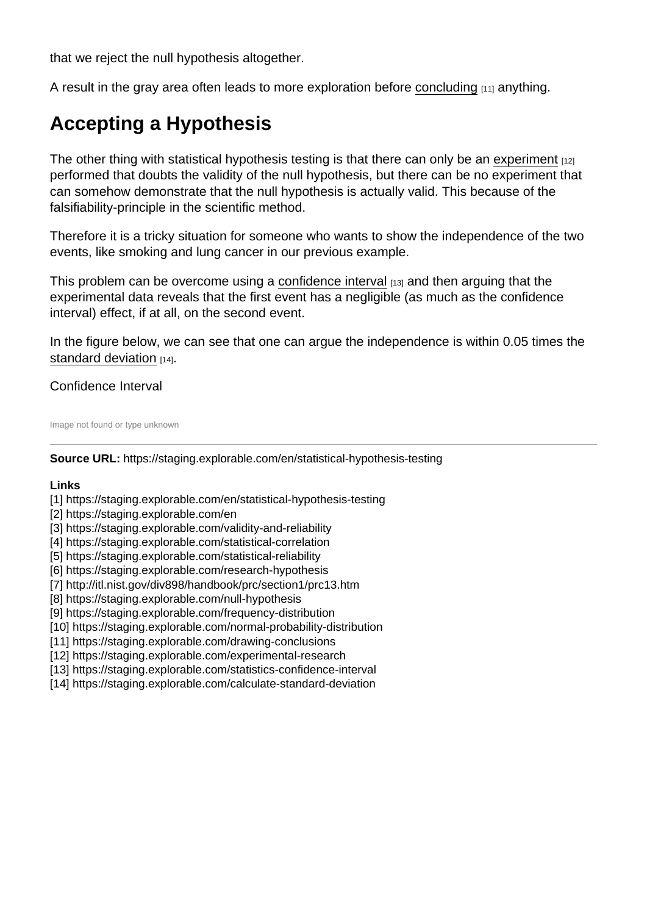that we reject the null hypothesis altogether.

A result in the gray area often leads to more exploration before concluding [11] anything.

## Accepting a Hypothesis

The other thing with statistical hypothesis testing is that there can only be an experiment [12] performed that doubts the validity of the null hypothesis, but there can be no experiment that can somehow demonstrate that the null hypothesis is actually valid. This because of the falsifiability-principle in the scientific method.

Therefore it is a tricky situation for someone who wants to show the independence of the two events, like smoking and lung cancer in our previous example.

This problem can be overcome using a confidence interval [13] and then arguing that the experimental data reveals that the first event has a negligible (as much as the confidence interval) effect, if at all, on the second event.

In the figure below, we can see that one can argue the independence is within 0.05 times the standard deviation [14].

Confidence Interval

Image not found or type unknown

---

**Source URL:** https://staging.explorable.com/en/statistical-hypothesis-testing

**Links**
[1] https://staging.explorable.com/en/statistical-hypothesis-testing
[2] https://staging.explorable.com/en
[3] https://staging.explorable.com/validity-and-reliability
[4] https://staging.explorable.com/statistical-correlation
[5] https://staging.explorable.com/statistical-reliability
[6] https://staging.explorable.com/research-hypothesis
[7] http://itl.nist.gov/div898/handbook/prc/section1/prc13.htm
[8] https://staging.explorable.com/null-hypothesis
[9] https://staging.explorable.com/frequency-distribution
[10] https://staging.explorable.com/normal-probability-distribution
[11] https://staging.explorable.com/drawing-conclusions
[12] https://staging.explorable.com/experimental-research
[13] https://staging.explorable.com/statistics-confidence-interval
[14] https://staging.explorable.com/calculate-standard-deviation